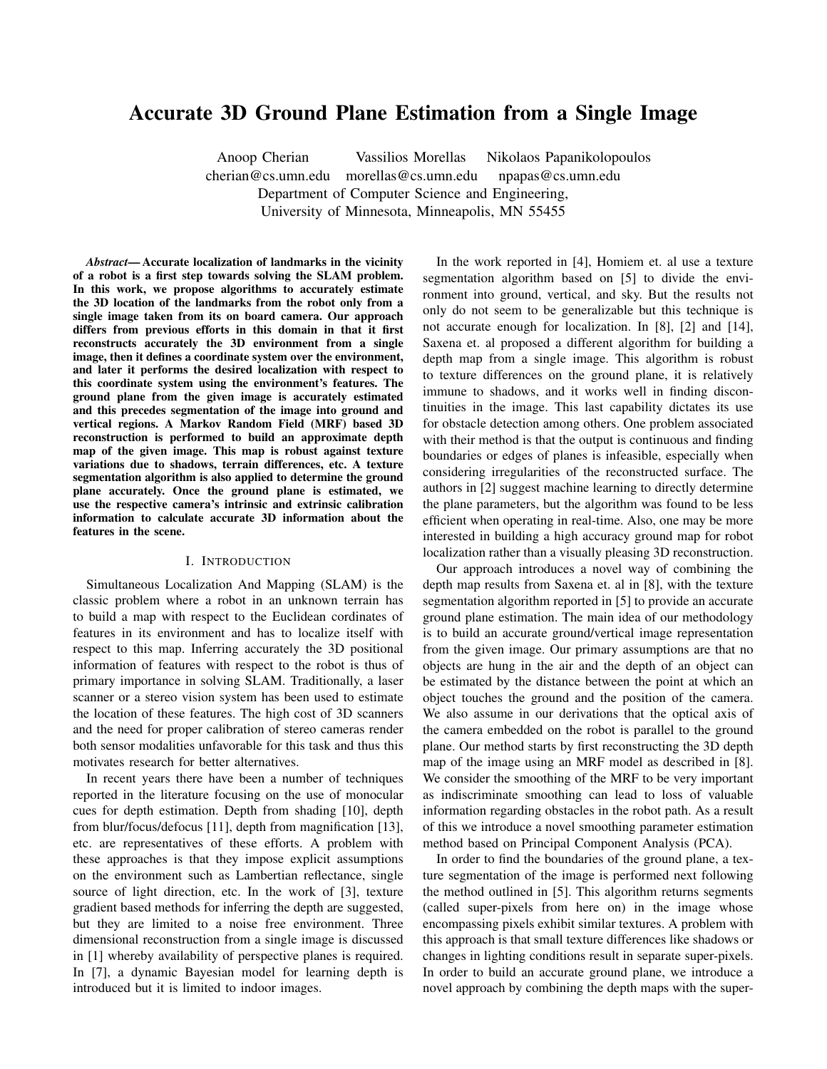# Accurate 3D Ground Plane Estimation from a Single Image

Anoop Cherian, Vassilios Morellas, Nikolaos Papanikolopoulos

cherian@cs.umn.edu, morellas@cs.umn.edu, npapas@cs.umn.edu

Department of Computer Science and Engineering,
University of Minnesota, Minneapolis, MN 55455

***Abstract*— Accurate localization of landmarks in the vicinity of a robot is a first step towards solving the SLAM problem. In this work, we propose algorithms to accurately estimate the 3D location of the landmarks from the robot only from a single image taken from its on board camera. Our approach differs from previous efforts in this domain in that it first reconstructs accurately the 3D environment from a single image, then it defines a coordinate system over the environment, and later it performs the desired localization with respect to this coordinate system using the environment's features. The ground plane from the given image is accurately estimated and this precedes segmentation of the image into ground and vertical regions. A Markov Random Field (MRF) based 3D reconstruction is performed to build an approximate depth map of the given image. This map is robust against texture variations due to shadows, terrain differences, etc. A texture segmentation algorithm is also applied to determine the ground plane accurately. Once the ground plane is estimated, we use the respective camera's intrinsic and extrinsic calibration information to calculate accurate 3D information about the features in the scene.**

## I. Introduction

Simultaneous Localization And Mapping (SLAM) is the classic problem where a robot in an unknown terrain has to build a map with respect to the Euclidean cordinates of features in its environment and has to localize itself with respect to this map. Inferring accurately the 3D positional information of features with respect to the robot is thus of primary importance in solving SLAM. Traditionally, a laser scanner or a stereo vision system has been used to estimate the location of these features. The high cost of 3D scanners and the need for proper calibration of stereo cameras render both sensor modalities unfavorable for this task and thus this motivates research for better alternatives.

In recent years there have been a number of techniques reported in the literature focusing on the use of monocular cues for depth estimation. Depth from shading [10], depth from blur/focus/defocus [11], depth from magnification [13], etc. are representatives of these efforts. A problem with these approaches is that they impose explicit assumptions on the environment such as Lambertian reflectance, single source of light direction, etc. In the work of [3], texture gradient based methods for inferring the depth are suggested, but they are limited to a noise free environment. Three dimensional reconstruction from a single image is discussed in [1] whereby availability of perspective planes is required. In [7], a dynamic Bayesian model for learning depth is introduced but it is limited to indoor images.

In the work reported in [4], Homiem et. al use a texture segmentation algorithm based on [5] to divide the environment into ground, vertical, and sky. But the results not only do not seem to be generalizable but this technique is not accurate enough for localization. In [8], [2] and [14], Saxena et. al proposed a different algorithm for building a depth map from a single image. This algorithm is robust to texture differences on the ground plane, it is relatively immune to shadows, and it works well in finding discontinuities in the image. This last capability dictates its use for obstacle detection among others. One problem associated with their method is that the output is continuous and finding boundaries or edges of planes is infeasible, especially when considering irregularities of the reconstructed surface. The authors in [2] suggest machine learning to directly determine the plane parameters, but the algorithm was found to be less efficient when operating in real-time. Also, one may be more interested in building a high accuracy ground map for robot localization rather than a visually pleasing 3D reconstruction.

Our approach introduces a novel way of combining the depth map results from Saxena et. al in [8], with the texture segmentation algorithm reported in [5] to provide an accurate ground plane estimation. The main idea of our methodology is to build an accurate ground/vertical image representation from the given image. Our primary assumptions are that no objects are hung in the air and the depth of an object can be estimated by the distance between the point at which an object touches the ground and the position of the camera. We also assume in our derivations that the optical axis of the camera embedded on the robot is parallel to the ground plane. Our method starts by first reconstructing the 3D depth map of the image using an MRF model as described in [8]. We consider the smoothing of the MRF to be very important as indiscriminate smoothing can lead to loss of valuable information regarding obstacles in the robot path. As a result of this we introduce a novel smoothing parameter estimation method based on Principal Component Analysis (PCA).

In order to find the boundaries of the ground plane, a texture segmentation of the image is performed next following the method outlined in [5]. This algorithm returns segments (called super-pixels from here on) in the image whose encompassing pixels exhibit similar textures. A problem with this approach is that small texture differences like shadows or changes in lighting conditions result in separate super-pixels. In order to build an accurate ground plane, we introduce a novel approach by combining the depth maps with the super-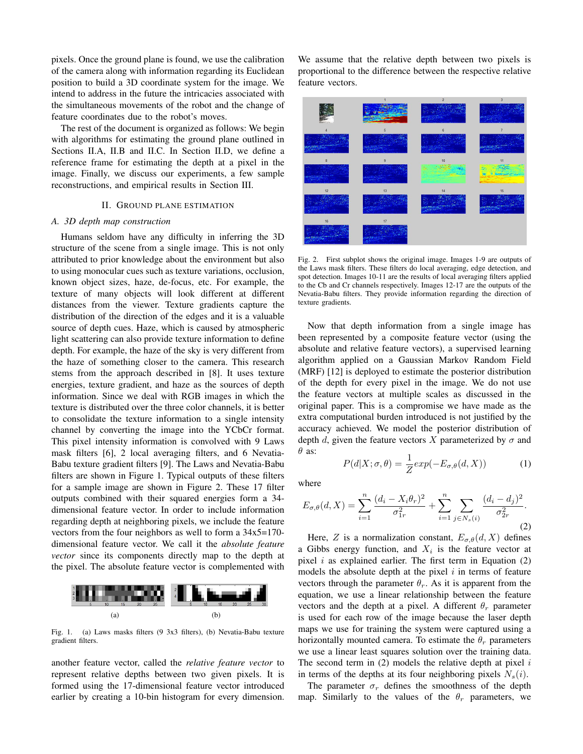pixels. Once the ground plane is found, we use the calibration of the camera along with information regarding its Euclidean position to build a 3D coordinate system for the image. We intend to address in the future the intricacies associated with the simultaneous movements of the robot and the change of feature coordinates due to the robot's moves.

The rest of the document is organized as follows: We begin with algorithms for estimating the ground plane outlined in Sections II.A, II.B and II.C. In Section II.D, we define a reference frame for estimating the depth at a pixel in the image. Finally, we discuss our experiments, a few sample reconstructions, and empirical results in Section III.

## II. Ground Plane Estimation

### A. 3D depth map construction

Humans seldom have any difficulty in inferring the 3D structure of the scene from a single image. This is not only attributed to prior knowledge about the environment but also to using monocular cues such as texture variations, occlusion, known object sizes, haze, de-focus, etc. For example, the texture of many objects will look different at different distances from the viewer. Texture gradients capture the distribution of the direction of the edges and it is a valuable source of depth cues. Haze, which is caused by atmospheric light scattering can also provide texture information to define depth. For example, the haze of the sky is very different from the haze of something closer to the camera. This research stems from the approach described in [8]. It uses texture energies, texture gradient, and haze as the sources of depth information. Since we deal with RGB images in which the texture is distributed over the three color channels, it is better to consolidate the texture information to a single intensity channel by converting the image into the YCbCr format. This pixel intensity information is convolved with 9 Laws mask filters [6], 2 local averaging filters, and 6 Nevatia-Babu texture gradient filters [9]. The Laws and Nevatia-Babu filters are shown in Figure 1. Typical outputs of these filters for a sample image are shown in Figure 2. These 17 filter outputs combined with their squared energies form a 34-dimensional feature vector. In order to include information regarding depth at neighboring pixels, we include the feature vectors from the four neighbors as well to form a 34x5=170-dimensional feature vector. We call it the *absolute feature vector* since its components directly map to the depth at the pixel. The absolute feature vector is complemented with another feature vector, called the *relative feature vector* to represent relative depths between two given pixels. It is formed using the 17-dimensional feature vector introduced earlier by creating a 10-bin histogram for every dimension.

Fig. 1. (a) Laws masks filters (9 3x3 filters), (b) Nevatia-Babu texture gradient filters.

We assume that the relative depth between two pixels is proportional to the difference between the respective relative feature vectors.

Fig. 2. First subplot shows the original image. Images 1-9 are outputs of the Laws mask filters. These filters do local averaging, edge detection, and spot detection. Images 10-11 are the results of local averaging filters applied to the Cb and Cr channels respectively. Images 12-17 are the outputs of the Nevatia-Babu filters. They provide information regarding the direction of texture gradients.

Now that depth information from a single image has been represented by a composite feature vector (using the absolute and relative feature vectors), a supervised learning algorithm applied on a Gaussian Markov Random Field (MRF) [12] is deployed to estimate the posterior distribution of the depth for every pixel in the image. We do not use the feature vectors at multiple scales as discussed in the original paper. This is a compromise we have made as the extra computational burden introduced is not justified by the accuracy achieved. We model the posterior distribution of depth $d$, given the feature vectors $X$ parameterized by $\sigma$ and $\theta$ as:

$$P(d|X;\sigma,\theta) = \frac{1}{Z} exp(-E_{\sigma,\theta}(d,X)) \quad (1)$$

where

$$E_{\sigma,\theta}(d,X) = \sum_{i=1}^{n} \frac{(d_i - X_i\theta_r)^2}{\sigma_{1r}^2} + \sum_{i=1}^{n} \sum_{j \in N_s(i)} \frac{(d_i - d_j)^2}{\sigma_{2r}^2}. \quad (2)$$

Here, $Z$ is a normalization constant, $E_{\sigma,\theta}(d,X)$ defines a Gibbs energy function, and $X_i$ is the feature vector at pixel $i$ as explained earlier. The first term in Equation (2) models the absolute depth at the pixel $i$ in terms of feature vectors through the parameter $\theta_r$. As it is apparent from the equation, we use a linear relationship between the feature vectors and the depth at a pixel. A different $\theta_r$ parameter is used for each row of the image because the laser depth maps we use for training the system were captured using a horizontally mounted camera. To estimate the $\theta_r$ parameters we use a linear least squares solution over the training data. The second term in (2) models the relative depth at pixel $i$ in terms of the depths at its four neighboring pixels $N_s(i)$.

The parameter $\sigma_r$ defines the smoothness of the depth map. Similarly to the values of the $\theta_r$ parameters, we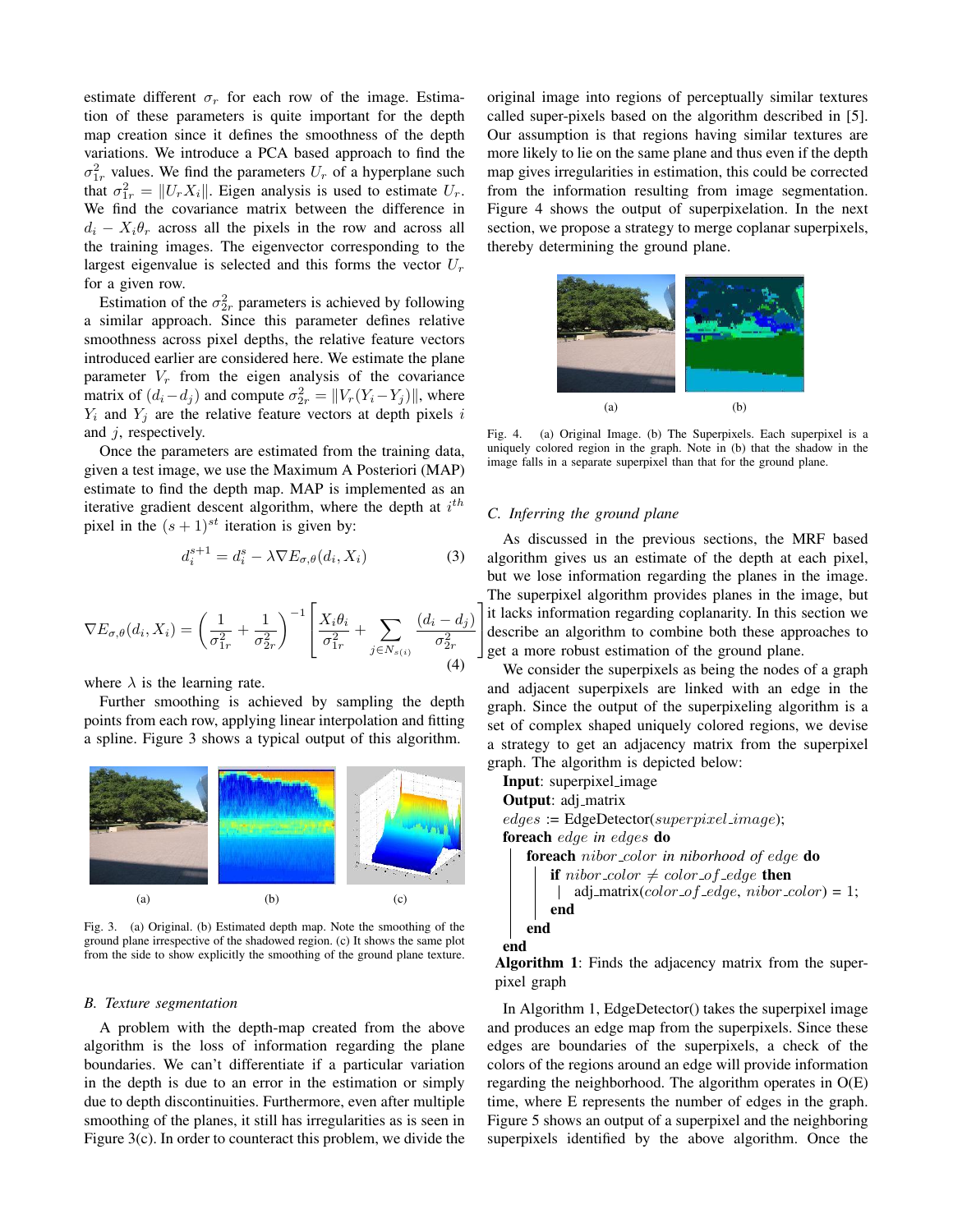estimate different $\sigma_r$ for each row of the image. Estimation of these parameters is quite important for the depth map creation since it defines the smoothness of the depth variations. We introduce a PCA based approach to find the $\sigma_{1r}^2$ values. We find the parameters $U_r$ of a hyperplane such that $\sigma_{1r}^2 = \|U_r X_i\|$. Eigen analysis is used to estimate $U_r$. We find the covariance matrix between the difference in $d_i - X_i\theta_r$ across all the pixels in the row and across all the training images. The eigenvector corresponding to the largest eigenvalue is selected and this forms the vector $U_r$ for a given row.

Estimation of the $\sigma_{2r}^2$ parameters is achieved by following a similar approach. Since this parameter defines relative smoothness across pixel depths, the relative feature vectors introduced earlier are considered here. We estimate the plane parameter $V_r$ from the eigen analysis of the covariance matrix of $(d_i - d_j)$ and compute $\sigma_{2r}^2 = \|V_r(Y_i - Y_j)\|$, where $Y_i$ and $Y_j$ are the relative feature vectors at depth pixels $i$ and $j$, respectively.

Once the parameters are estimated from the training data, given a test image, we use the Maximum A Posteriori (MAP) estimate to find the depth map. MAP is implemented as an iterative gradient descent algorithm, where the depth at $i^{th}$ pixel in the $(s+1)^{st}$ iteration is given by:

$$d_i^{s+1} = d_i^s - \lambda \nabla E_{\sigma,\theta}(d_i, X_i) \tag{3}$$

$$\nabla E_{\sigma,\theta}(d_i, X_i) = \left(\frac{1}{\sigma_{1r}^2} + \frac{1}{\sigma_{2r}^2}\right)^{-1} \left[\frac{X_i\theta_i}{\sigma_{1r}^2} + \sum_{j \in N_{s(i)}} \frac{(d_i - d_j)}{\sigma_{2r}^2}\right] \tag{4}$$

where $\lambda$ is the learning rate.

Further smoothing is achieved by sampling the depth points from each row, applying linear interpolation and fitting a spline. Figure 3 shows a typical output of this algorithm.

(a) (b) (c)

Fig. 3. (a) Original. (b) Estimated depth map. Note the smoothing of the ground plane irrespective of the shadowed region. (c) It shows the same plot from the side to show explicitly the smoothing of the ground plane texture.

### B. Texture segmentation

A problem with the depth-map created from the above algorithm is the loss of information regarding the plane boundaries. We can't differentiate if a particular variation in the depth is due to an error in the estimation or simply due to depth discontinuities. Furthermore, even after multiple smoothing of the planes, it still has irregularities as is seen in Figure 3(c). In order to counteract this problem, we divide the original image into regions of perceptually similar textures called super-pixels based on the algorithm described in [5]. Our assumption is that regions having similar textures are more likely to lie on the same plane and thus even if the depth map gives irregularities in estimation, this could be corrected from the information resulting from image segmentation. Figure 4 shows the output of superpixelation. In the next section, we propose a strategy to merge coplanar superpixels, thereby determining the ground plane.

(a) (b)

Fig. 4. (a) Original Image. (b) The Superpixels. Each superpixel is a uniquely colored region in the graph. Note in (b) that the shadow in the image falls in a separate superpixel than that for the ground plane.

### C. Inferring the ground plane

As discussed in the previous sections, the MRF based algorithm gives us an estimate of the depth at each pixel, but we lose information regarding the planes in the image. The superpixel algorithm provides planes in the image, but it lacks information regarding coplanarity. In this section we describe an algorithm to combine both these approaches to get a more robust estimation of the ground plane.

We consider the superpixels as being the nodes of a graph and adjacent superpixels are linked with an edge in the graph. Since the output of the superpixeling algorithm is a set of complex shaped uniquely colored regions, we devise a strategy to get an adjacency matrix from the superpixel graph. The algorithm is depicted below:

```
Input: superpixel_image
Output: adj_matrix
edges := EdgeDetector(superpixel_image);
foreach edge in edges do
    foreach nibor_color in niborhood of edge do
        if nibor_color ≠ color_of_edge then
            adj_matrix(color_of_edge, nibor_color) = 1;
        end
    end
end
```

**Algorithm 1**: Finds the adjacency matrix from the superpixel graph

In Algorithm 1, EdgeDetector() takes the superpixel image and produces an edge map from the superpixels. Since these edges are boundaries of the superpixels, a check of the colors of the regions around an edge will provide information regarding the neighborhood. The algorithm operates in O(E) time, where E represents the number of edges in the graph. Figure 5 shows an output of a superpixel and the neighboring superpixels identified by the above algorithm. Once the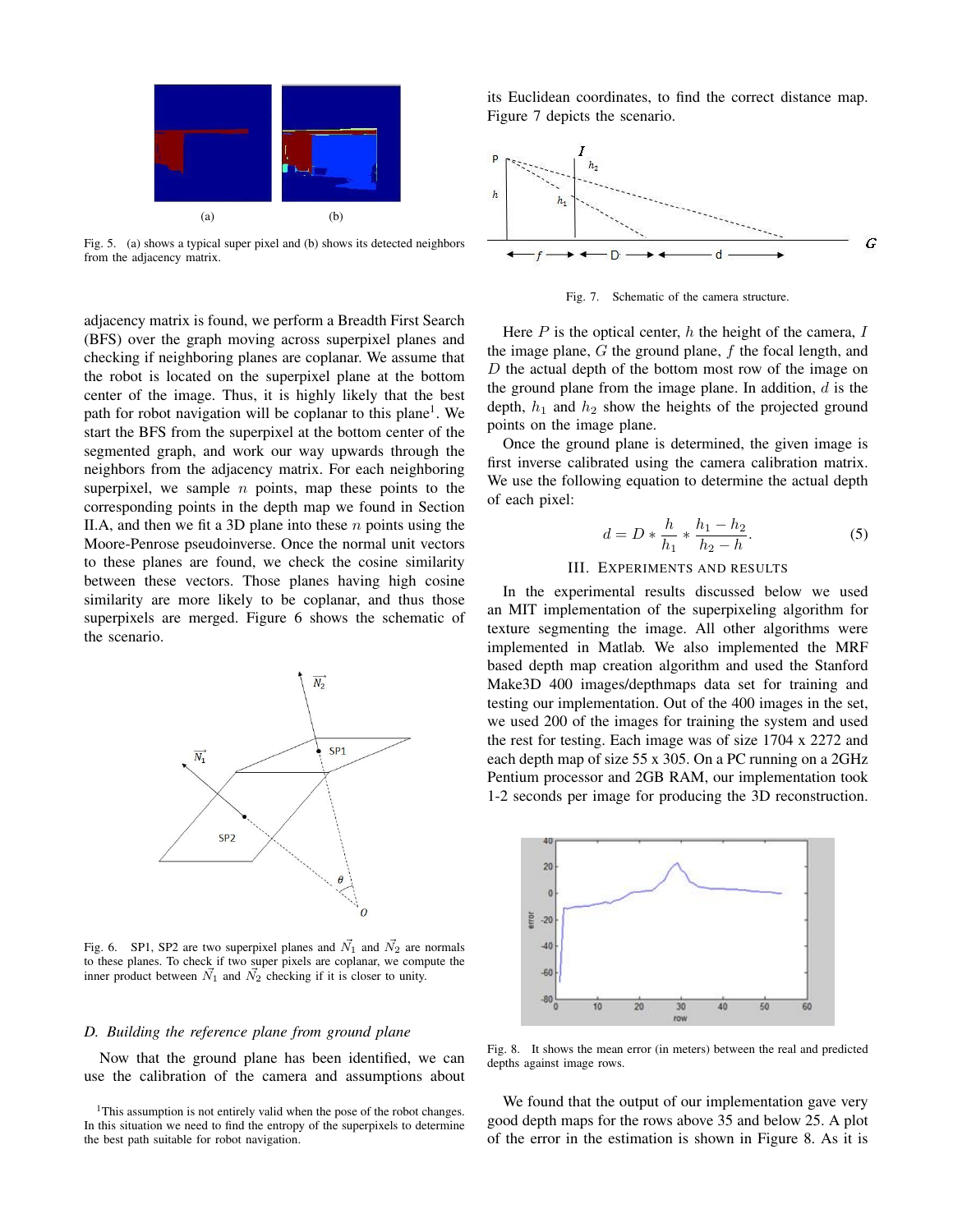(a) (b)

Fig. 5. (a) shows a typical super pixel and (b) shows its detected neighbors from the adjacency matrix.

adjacency matrix is found, we perform a Breadth First Search (BFS) over the graph moving across superpixel planes and checking if neighboring planes are coplanar. We assume that the robot is located on the superpixel plane at the bottom center of the image. Thus, it is highly likely that the best path for robot navigation will be coplanar to this plane[1]. We start the BFS from the superpixel at the bottom center of the segmented graph, and work our way upwards through the neighbors from the adjacency matrix. For each neighboring superpixel, we sample $n$ points, map these points to the corresponding points in the depth map we found in Section II.A, and then we fit a 3D plane into these $n$ points using the Moore-Penrose pseudoinverse. Once the normal unit vectors to these planes are found, we check the cosine similarity between these vectors. Those planes having high cosine similarity are more likely to be coplanar, and thus those superpixels are merged. Figure 6 shows the schematic of the scenario.

$\vec{N_2}$ $\vec{N_1}$ SP1 SP2 $\theta$ O

Fig. 6. SP1, SP2 are two superpixel planes and $\vec{N_1}$ and $\vec{N_2}$ are normals to these planes. To check if two super pixels are coplanar, we compute the inner product between $\vec{N_1}$ and $\vec{N_2}$ checking if it is closer to unity.

### D. Building the reference plane from ground plane

Now that the ground plane has been identified, we can use the calibration of the camera and assumptions about its Euclidean coordinates, to find the correct distance map. Figure 7 depicts the scenario.

P I $h_2$ $h$ $h_1$ G f D d

Fig. 7. Schematic of the camera structure.

Here $P$ is the optical center, $h$ the height of the camera, $I$ the image plane, $G$ the ground plane, $f$ the focal length, and $D$ the actual depth of the bottom most row of the image on the ground plane from the image plane. In addition, $d$ is the depth, $h_1$ and $h_2$ show the heights of the projected ground points on the image plane.

Once the ground plane is determined, the given image is first inverse calibrated using the camera calibration matrix. We use the following equation to determine the actual depth of each pixel:

$$d = D * \frac{h}{h_1} * \frac{h_1 - h_2}{h_2 - h}. \tag{5}$$

## III. Experiments and Results

In the experimental results discussed below we used an MIT implementation of the superpixeling algorithm for texture segmenting the image. All other algorithms were implemented in Matlab. We also implemented the MRF based depth map creation algorithm and used the Stanford Make3D 400 images/depthmaps data set for training and testing our implementation. Out of the 400 images in the set, we used 200 of the images for training the system and used the rest for testing. Each image was of size 1704 x 2272 and each depth map of size 55 x 305. On a PC running on a 2GHz Pentium processor and 2GB RAM, our implementation took 1-2 seconds per image for producing the 3D reconstruction.

40
20
0
-20
-40
-60
-80
error
0 10 20 30 40 50 60
row

Fig. 8. It shows the mean error (in meters) between the real and predicted depths against image rows.

We found that the output of our implementation gave very good depth maps for the rows above 35 and below 25. A plot of the error in the estimation is shown in Figure 8. As it is

[1]This assumption is not entirely valid when the pose of the robot changes. In this situation we need to find the entropy of the superpixels to determine the best path suitable for robot navigation.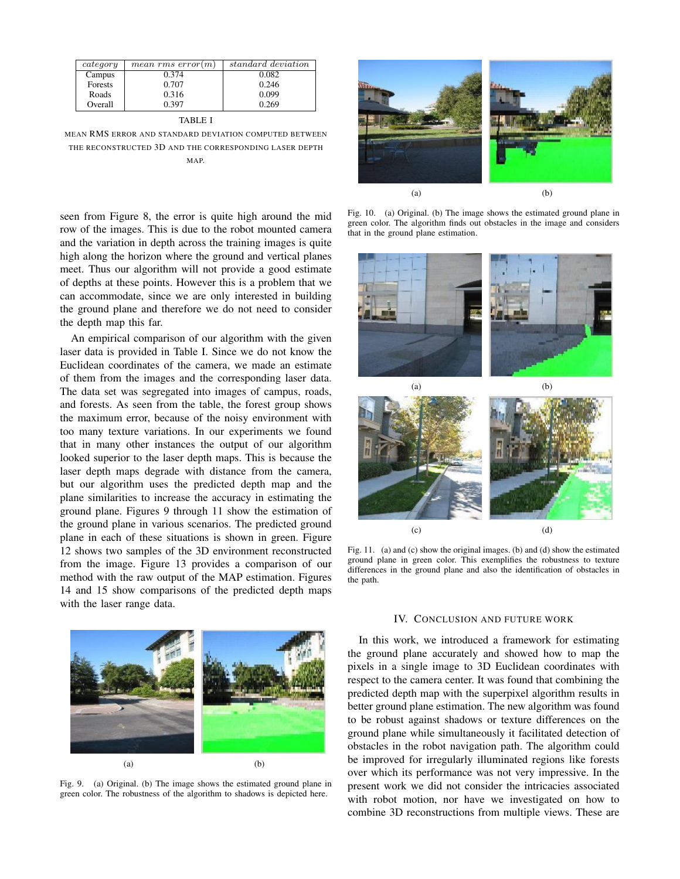| *category* | *mean rms error(m)* | *standard deviation* |
|---|---|---|
| Campus | 0.374 | 0.082 |
| Forests | 0.707 | 0.246 |
| Roads | 0.316 | 0.099 |
| Overall | 0.397 | 0.269 |

TABLE I

MEAN RMS ERROR AND STANDARD DEVIATION COMPUTED BETWEEN THE RECONSTRUCTED 3D AND THE CORRESPONDING LASER DEPTH MAP.

seen from Figure 8, the error is quite high around the mid row of the images. This is due to the robot mounted camera and the variation in depth across the training images is quite high along the horizon where the ground and vertical planes meet. Thus our algorithm will not provide a good estimate of depths at these points. However this is a problem that we can accommodate, since we are only interested in building the ground plane and therefore we do not need to consider the depth map this far.

An empirical comparison of our algorithm with the given laser data is provided in Table I. Since we do not know the Euclidean coordinates of the camera, we made an estimate of them from the images and the corresponding laser data. The data set was segregated into images of campus, roads, and forests. As seen from the table, the forest group shows the maximum error, because of the noisy environment with too many texture variations. In our experiments we found that in many other instances the output of our algorithm looked superior to the laser depth maps. This is because the laser depth maps degrade with distance from the camera, but our algorithm uses the predicted depth map and the plane similarities to increase the accuracy in estimating the ground plane. Figures 9 through 11 show the estimation of the ground plane in various scenarios. The predicted ground plane in each of these situations is shown in green. Figure 12 shows two samples of the 3D environment reconstructed from the image. Figure 13 provides a comparison of our method with the raw output of the MAP estimation. Figures 14 and 15 show comparisons of the predicted depth maps with the laser range data.

(a) (b)

Fig. 9. (a) Original. (b) The image shows the estimated ground plane in green color. The robustness of the algorithm to shadows is depicted here.

(a) (b)

Fig. 10. (a) Original. (b) The image shows the estimated ground plane in green color. The algorithm finds out obstacles in the image and considers that in the ground plane estimation.

(a) (b)

(c) (d)

Fig. 11. (a) and (c) show the original images. (b) and (d) show the estimated ground plane in green color. This exemplifies the robustness to texture differences in the ground plane and also the identification of obstacles in the path.

## IV. Conclusion and Future Work

In this work, we introduced a framework for estimating the ground plane accurately and showed how to map the pixels in a single image to 3D Euclidean coordinates with respect to the camera center. It was found that combining the predicted depth map with the superpixel algorithm results in better ground plane estimation. The new algorithm was found to be robust against shadows or texture differences on the ground plane while simultaneously it facilitated detection of obstacles in the robot navigation path. The algorithm could be improved for irregularly illuminated regions like forests over which its performance was not very impressive. In the present work we did not consider the intricacies associated with robot motion, nor have we investigated on how to combine 3D reconstructions from multiple views. These are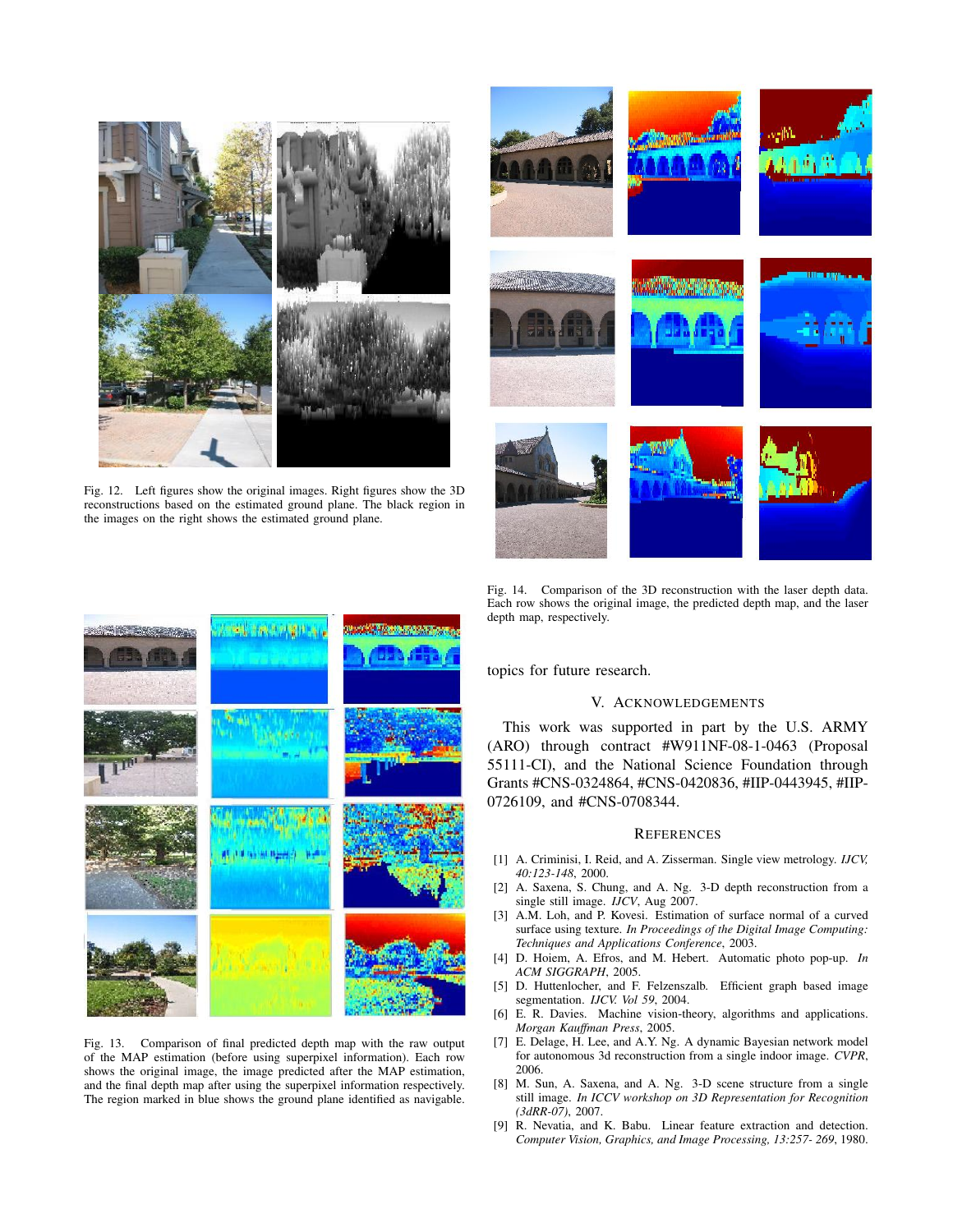Fig. 12. Left figures show the original images. Right figures show the 3D reconstructions based on the estimated ground plane. The black region in the images on the right shows the estimated ground plane.

Fig. 13. Comparison of final predicted depth map with the raw output of the MAP estimation (before using superpixel information). Each row shows the original image, the image predicted after the MAP estimation, and the final depth map after using the superpixel information respectively. The region marked in blue shows the ground plane identified as navigable.

Fig. 14. Comparison of the 3D reconstruction with the laser depth data. Each row shows the original image, the predicted depth map, and the laser depth map, respectively.

topics for future research.

## V. Acknowledgements

This work was supported in part by the U.S. ARMY (ARO) through contract #W911NF-08-1-0463 (Proposal 55111-CI), and the National Science Foundation through Grants #CNS-0324864, #CNS-0420836, #IIP-0443945, #IIP-0726109, and #CNS-0708344.

## References

[1] A. Criminisi, I. Reid, and A. Zisserman. Single view metrology. *IJCV, 40:123-148*, 2000.

[2] A. Saxena, S. Chung, and A. Ng. 3-D depth reconstruction from a single still image. *IJCV*, Aug 2007.

[3] A.M. Loh, and P. Kovesi. Estimation of surface normal of a curved surface using texture. *In Proceedings of the Digital Image Computing: Techniques and Applications Conference*, 2003.

[4] D. Hoiem, A. Efros, and M. Hebert. Automatic photo pop-up. *In ACM SIGGRAPH*, 2005.

[5] D. Huttenlocher, and F. Felzenszalb. Efficient graph based image segmentation. *IJCV. Vol 59*, 2004.

[6] E. R. Davies. Machine vision-theory, algorithms and applications. *Morgan Kauffman Press*, 2005.

[7] E. Delage, H. Lee, and A.Y. Ng. A dynamic Bayesian network model for autonomous 3d reconstruction from a single indoor image. *CVPR*, 2006.

[8] M. Sun, A. Saxena, and A. Ng. 3-D scene structure from a single still image. *In ICCV workshop on 3D Representation for Recognition (3dRR-07)*, 2007.

[9] R. Nevatia, and K. Babu. Linear feature extraction and detection. *Computer Vision, Graphics, and Image Processing, 13:257- 269*, 1980.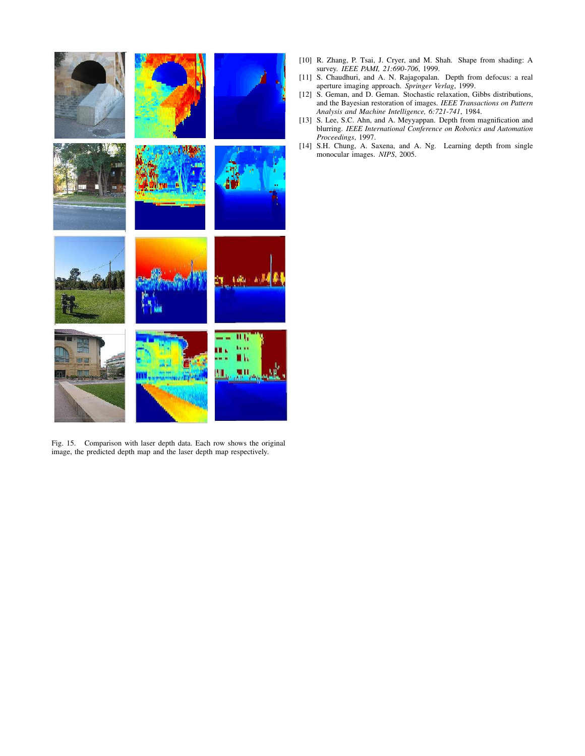Fig. 15. Comparison with laser depth data. Each row shows the original image, the predicted depth map and the laser depth map respectively.

[10] R. Zhang, P. Tsai, J. Cryer, and M. Shah. Shape from shading: A survey. *IEEE PAMI, 21:690-706*, 1999.

[11] S. Chaudhuri, and A. N. Rajagopalan. Depth from defocus: a real aperture imaging approach. *Springer Verlag*, 1999.

[12] S. Geman, and D. Geman. Stochastic relaxation, Gibbs distributions, and the Bayesian restoration of images. *IEEE Transactions on Pattern Analysis and Machine Intelligence, 6:721-741*, 1984.

[13] S. Lee, S.C. Ahn, and A. Meyyappan. Depth from magnification and blurring. *IEEE International Conference on Robotics and Automation Proceedings*, 1997.

[14] S.H. Chung, A. Saxena, and A. Ng. Learning depth from single monocular images. *NIPS*, 2005.